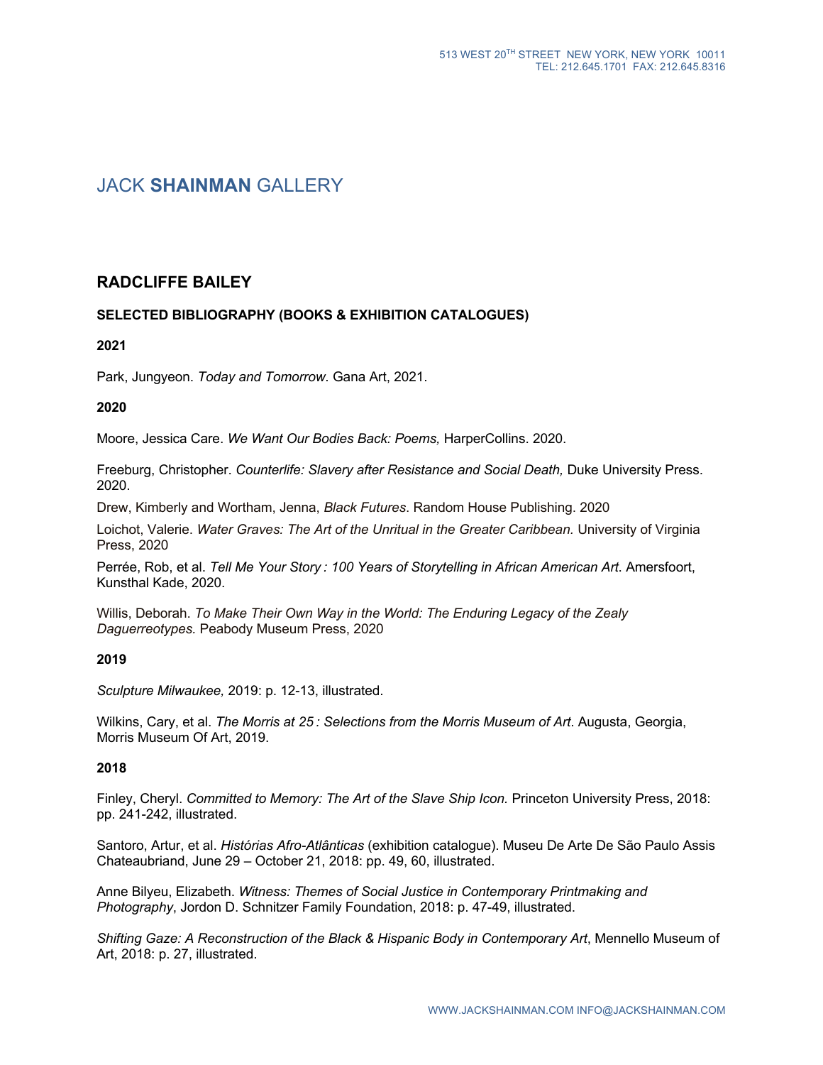513 WEST 20TH STREET NEW YORK, NEW YORK 10011
TEL: 212.645.1701 FAX: 212.645.8316

# JACK **SHAINMAN** GALLERY

## RADCLIFFE BAILEY

### SELECTED BIBLIOGRAPHY (BOOKS & EXHIBITION CATALOGUES)

**2021**

Park, Jungyeon. *Today and Tomorrow*. Gana Art, 2021.

**2020**

Moore, Jessica Care. *We Want Our Bodies Back: Poems,* HarperCollins. 2020.

Freeburg, Christopher. *Counterlife: Slavery after Resistance and Social Death,* Duke University Press. 2020.

Drew, Kimberly and Wortham, Jenna, *Black Futures*. Random House Publishing. 2020

Loichot, Valerie. *Water Graves: The Art of the Unritual in the Greater Caribbean.* University of Virginia Press, 2020

Perrée, Rob, et al. *Tell Me Your Story : 100 Years of Storytelling in African American Art*. Amersfoort, Kunsthal Kade, 2020.

Willis, Deborah. *To Make Their Own Way in the World: The Enduring Legacy of the Zealy Daguerreotypes.* Peabody Museum Press, 2020

**2019**

*Sculpture Milwaukee,* 2019: p. 12-13, illustrated.

Wilkins, Cary, et al. *The Morris at 25 : Selections from the Morris Museum of Art*. Augusta, Georgia, Morris Museum Of Art, 2019.

**2018**

Finley, Cheryl. *Committed to Memory: The Art of the Slave Ship Icon.* Princeton University Press, 2018: pp. 241-242, illustrated.

Santoro, Artur, et al. *Histórias Afro-Atlânticas* (exhibition catalogue). Museu De Arte De São Paulo Assis Chateaubriand, June 29 – October 21, 2018: pp. 49, 60, illustrated.

Anne Bilyeu, Elizabeth. *Witness: Themes of Social Justice in Contemporary Printmaking and Photography*, Jordon D. Schnitzer Family Foundation, 2018: p. 47-49, illustrated.

*Shifting Gaze: A Reconstruction of the Black & Hispanic Body in Contemporary Art*, Mennello Museum of Art, 2018: p. 27, illustrated.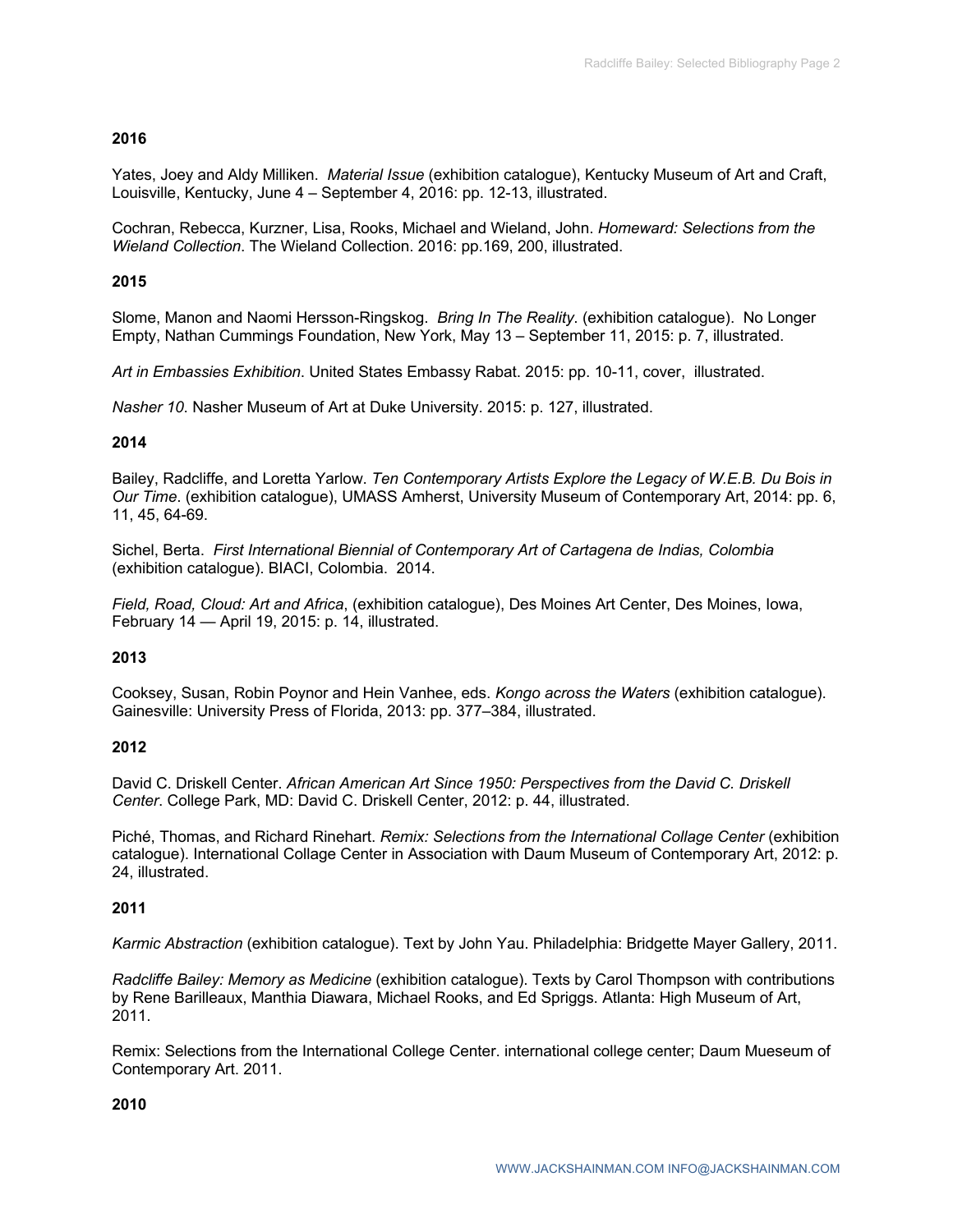**2016**

Yates, Joey and Aldy Milliken. *Material Issue* (exhibition catalogue), Kentucky Museum of Art and Craft, Louisville, Kentucky, June 4 – September 4, 2016: pp. 12-13, illustrated.

Cochran, Rebecca, Kurzner, Lisa, Rooks, Michael and Wieland, John. *Homeward: Selections from the Wieland Collection*. The Wieland Collection. 2016: pp.169, 200, illustrated.

**2015**

Slome, Manon and Naomi Hersson-Ringskog. *Bring In The Reality*. (exhibition catalogue). No Longer Empty, Nathan Cummings Foundation, New York, May 13 – September 11, 2015: p. 7, illustrated.

*Art in Embassies Exhibition*. United States Embassy Rabat. 2015: pp. 10-11, cover, illustrated.

*Nasher 10*. Nasher Museum of Art at Duke University. 2015: p. 127, illustrated.

**2014**

Bailey, Radcliffe, and Loretta Yarlow. *Ten Contemporary Artists Explore the Legacy of W.E.B. Du Bois in Our Time*. (exhibition catalogue), UMASS Amherst, University Museum of Contemporary Art, 2014: pp. 6, 11, 45, 64-69.

Sichel, Berta. *First International Biennial of Contemporary Art of Cartagena de Indias, Colombia* (exhibition catalogue). BIACI, Colombia. 2014.

*Field, Road, Cloud: Art and Africa*, (exhibition catalogue), Des Moines Art Center, Des Moines, Iowa, February 14 — April 19, 2015: p. 14, illustrated.

**2013**

Cooksey, Susan, Robin Poynor and Hein Vanhee, eds. *Kongo across the Waters* (exhibition catalogue). Gainesville: University Press of Florida, 2013: pp. 377–384, illustrated.

**2012**

David C. Driskell Center. *African American Art Since 1950: Perspectives from the David C. Driskell Center*. College Park, MD: David C. Driskell Center, 2012: p. 44, illustrated.

Piché, Thomas, and Richard Rinehart. *Remix: Selections from the International Collage Center* (exhibition catalogue). International Collage Center in Association with Daum Museum of Contemporary Art, 2012: p. 24, illustrated.

**2011**

*Karmic Abstraction* (exhibition catalogue). Text by John Yau. Philadelphia: Bridgette Mayer Gallery, 2011.

*Radcliffe Bailey: Memory as Medicine* (exhibition catalogue). Texts by Carol Thompson with contributions by Rene Barilleaux, Manthia Diawara, Michael Rooks, and Ed Spriggs. Atlanta: High Museum of Art, 2011.

Remix: Selections from the International College Center. international college center; Daum Mueseum of Contemporary Art. 2011.

**2010**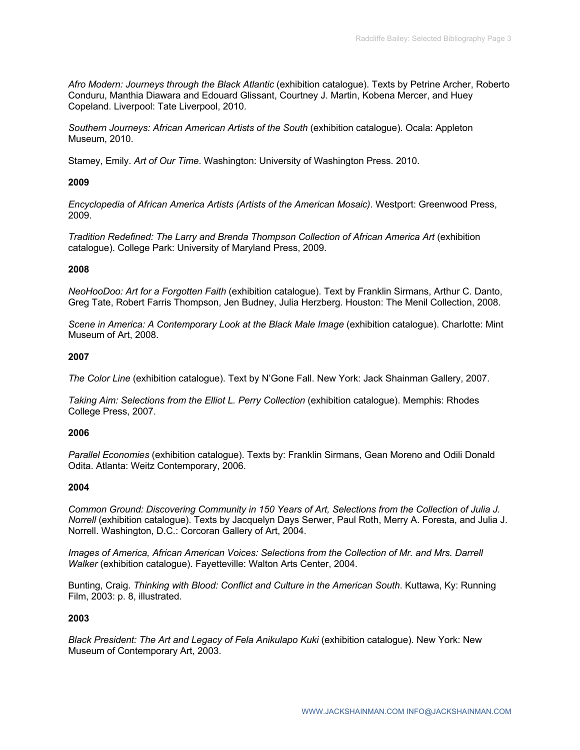*Afro Modern: Journeys through the Black Atlantic* (exhibition catalogue). Texts by Petrine Archer, Roberto Conduru, Manthia Diawara and Edouard Glissant, Courtney J. Martin, Kobena Mercer, and Huey Copeland. Liverpool: Tate Liverpool, 2010.

*Southern Journeys: African American Artists of the South* (exhibition catalogue). Ocala: Appleton Museum, 2010.

Stamey, Emily. *Art of Our Time*. Washington: University of Washington Press. 2010.

**2009**

*Encyclopedia of African America Artists (Artists of the American Mosaic)*. Westport: Greenwood Press, 2009.

*Tradition Redefined: The Larry and Brenda Thompson Collection of African America Art* (exhibition catalogue). College Park: University of Maryland Press, 2009.

**2008**

*NeoHooDoo: Art for a Forgotten Faith* (exhibition catalogue). Text by Franklin Sirmans, Arthur C. Danto, Greg Tate, Robert Farris Thompson, Jen Budney, Julia Herzberg. Houston: The Menil Collection, 2008.

*Scene in America: A Contemporary Look at the Black Male Image* (exhibition catalogue). Charlotte: Mint Museum of Art, 2008.

**2007**

*The Color Line* (exhibition catalogue). Text by N'Gone Fall. New York: Jack Shainman Gallery, 2007.

*Taking Aim: Selections from the Elliot L. Perry Collection* (exhibition catalogue). Memphis: Rhodes College Press, 2007.

**2006**

*Parallel Economies* (exhibition catalogue). Texts by: Franklin Sirmans, Gean Moreno and Odili Donald Odita. Atlanta: Weitz Contemporary, 2006.

**2004**

*Common Ground: Discovering Community in 150 Years of Art, Selections from the Collection of Julia J. Norrell* (exhibition catalogue). Texts by Jacquelyn Days Serwer, Paul Roth, Merry A. Foresta, and Julia J. Norrell. Washington, D.C.: Corcoran Gallery of Art, 2004.

*Images of America, African American Voices: Selections from the Collection of Mr. and Mrs. Darrell Walker* (exhibition catalogue). Fayetteville: Walton Arts Center, 2004.

Bunting, Craig. *Thinking with Blood: Conflict and Culture in the American South*. Kuttawa, Ky: Running Film, 2003: p. 8, illustrated.

**2003**

*Black President: The Art and Legacy of Fela Anikulapo Kuki* (exhibition catalogue). New York: New Museum of Contemporary Art, 2003.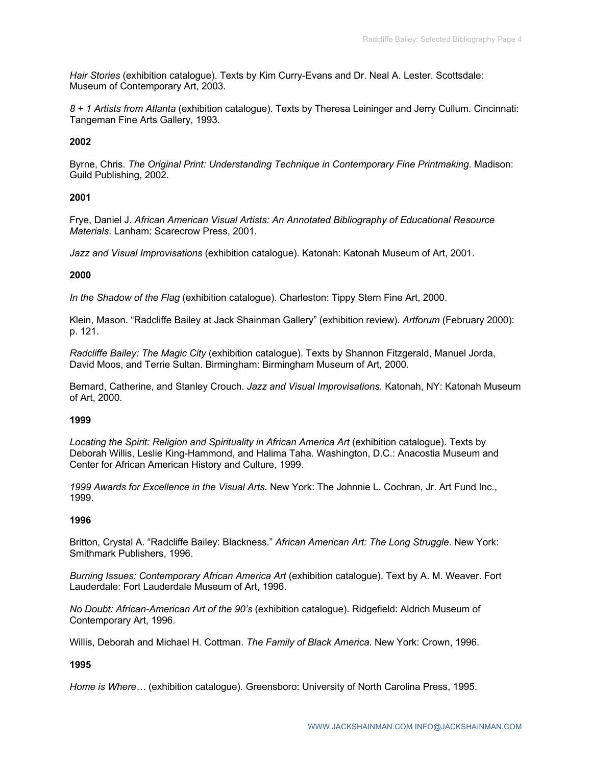*Hair Stories* (exhibition catalogue). Texts by Kim Curry-Evans and Dr. Neal A. Lester. Scottsdale: Museum of Contemporary Art, 2003.

*8 + 1 Artists from Atlanta* (exhibition catalogue). Texts by Theresa Leininger and Jerry Cullum. Cincinnati: Tangeman Fine Arts Gallery, 1993.

**2002**

Byrne, Chris. *The Original Print: Understanding Technique in Contemporary Fine Printmaking*. Madison: Guild Publishing, 2002.

**2001**

Frye, Daniel J. *African American Visual Artists: An Annotated Bibliography of Educational Resource Materials*. Lanham: Scarecrow Press, 2001.

*Jazz and Visual Improvisations* (exhibition catalogue). Katonah: Katonah Museum of Art, 2001.

**2000**

*In the Shadow of the Flag* (exhibition catalogue). Charleston: Tippy Stern Fine Art, 2000.

Klein, Mason. "Radcliffe Bailey at Jack Shainman Gallery" (exhibition review). *Artforum* (February 2000): p. 121.

*Radcliffe Bailey: The Magic City* (exhibition catalogue). Texts by Shannon Fitzgerald, Manuel Jorda, David Moos, and Terrie Sultan. Birmingham: Birmingham Museum of Art, 2000.

Bernard, Catherine, and Stanley Crouch. *Jazz and Visual Improvisations.* Katonah, NY: Katonah Museum of Art, 2000.

**1999**

*Locating the Spirit: Religion and Spirituality in African America Art* (exhibition catalogue). Texts by Deborah Willis, Leslie King-Hammond, and Halima Taha. Washington, D.C.: Anacostia Museum and Center for African American History and Culture, 1999.

*1999 Awards for Excellence in the Visual Arts*. New York: The Johnnie L. Cochran, Jr. Art Fund Inc., 1999.

**1996**

Britton, Crystal A. "Radcliffe Bailey: Blackness." *African American Art: The Long Struggle*. New York: Smithmark Publishers, 1996.

*Burning Issues: Contemporary African America Art* (exhibition catalogue). Text by A. M. Weaver. Fort Lauderdale: Fort Lauderdale Museum of Art, 1996.

*No Doubt: African-American Art of the 90's* (exhibition catalogue). Ridgefield: Aldrich Museum of Contemporary Art, 1996.

Willis, Deborah and Michael H. Cottman. *The Family of Black America*. New York: Crown, 1996.

**1995**

*Home is Where…* (exhibition catalogue). Greensboro: University of North Carolina Press, 1995.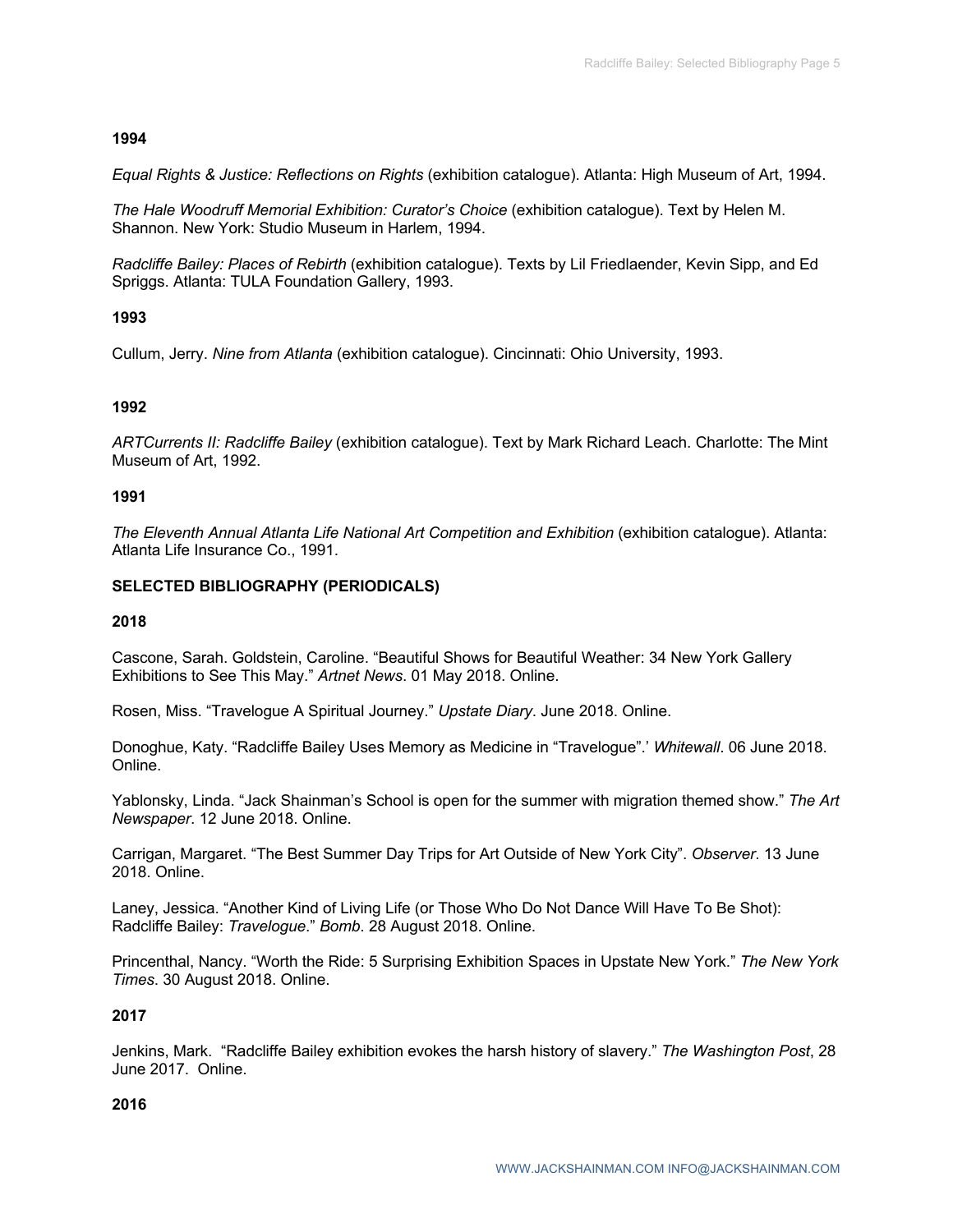**1994**

*Equal Rights & Justice: Reflections on Rights* (exhibition catalogue). Atlanta: High Museum of Art, 1994.

*The Hale Woodruff Memorial Exhibition: Curator's Choice* (exhibition catalogue). Text by Helen M. Shannon. New York: Studio Museum in Harlem, 1994.

*Radcliffe Bailey: Places of Rebirth* (exhibition catalogue). Texts by Lil Friedlaender, Kevin Sipp, and Ed Spriggs. Atlanta: TULA Foundation Gallery, 1993.

**1993**

Cullum, Jerry. *Nine from Atlanta* (exhibition catalogue). Cincinnati: Ohio University, 1993.

**1992**

*ARTCurrents II: Radcliffe Bailey* (exhibition catalogue). Text by Mark Richard Leach. Charlotte: The Mint Museum of Art, 1992.

**1991**

*The Eleventh Annual Atlanta Life National Art Competition and Exhibition* (exhibition catalogue). Atlanta: Atlanta Life Insurance Co., 1991.

**SELECTED BIBLIOGRAPHY (PERIODICALS)**

**2018**

Cascone, Sarah. Goldstein, Caroline. "Beautiful Shows for Beautiful Weather: 34 New York Gallery Exhibitions to See This May." *Artnet News*. 01 May 2018. Online.

Rosen, Miss. "Travelogue A Spiritual Journey." *Upstate Diary*. June 2018. Online.

Donoghue, Katy. "Radcliffe Bailey Uses Memory as Medicine in "Travelogue".' *Whitewall*. 06 June 2018. Online.

Yablonsky, Linda. "Jack Shainman's School is open for the summer with migration themed show." *The Art Newspaper*. 12 June 2018. Online.

Carrigan, Margaret. "The Best Summer Day Trips for Art Outside of New York City". *Observer*. 13 June 2018. Online.

Laney, Jessica. "Another Kind of Living Life (or Those Who Do Not Dance Will Have To Be Shot): Radcliffe Bailey: *Travelogue*." *Bomb*. 28 August 2018. Online.

Princenthal, Nancy. "Worth the Ride: 5 Surprising Exhibition Spaces in Upstate New York." *The New York Times*. 30 August 2018. Online.

**2017**

Jenkins, Mark. "Radcliffe Bailey exhibition evokes the harsh history of slavery." *The Washington Post*, 28 June 2017. Online.

**2016**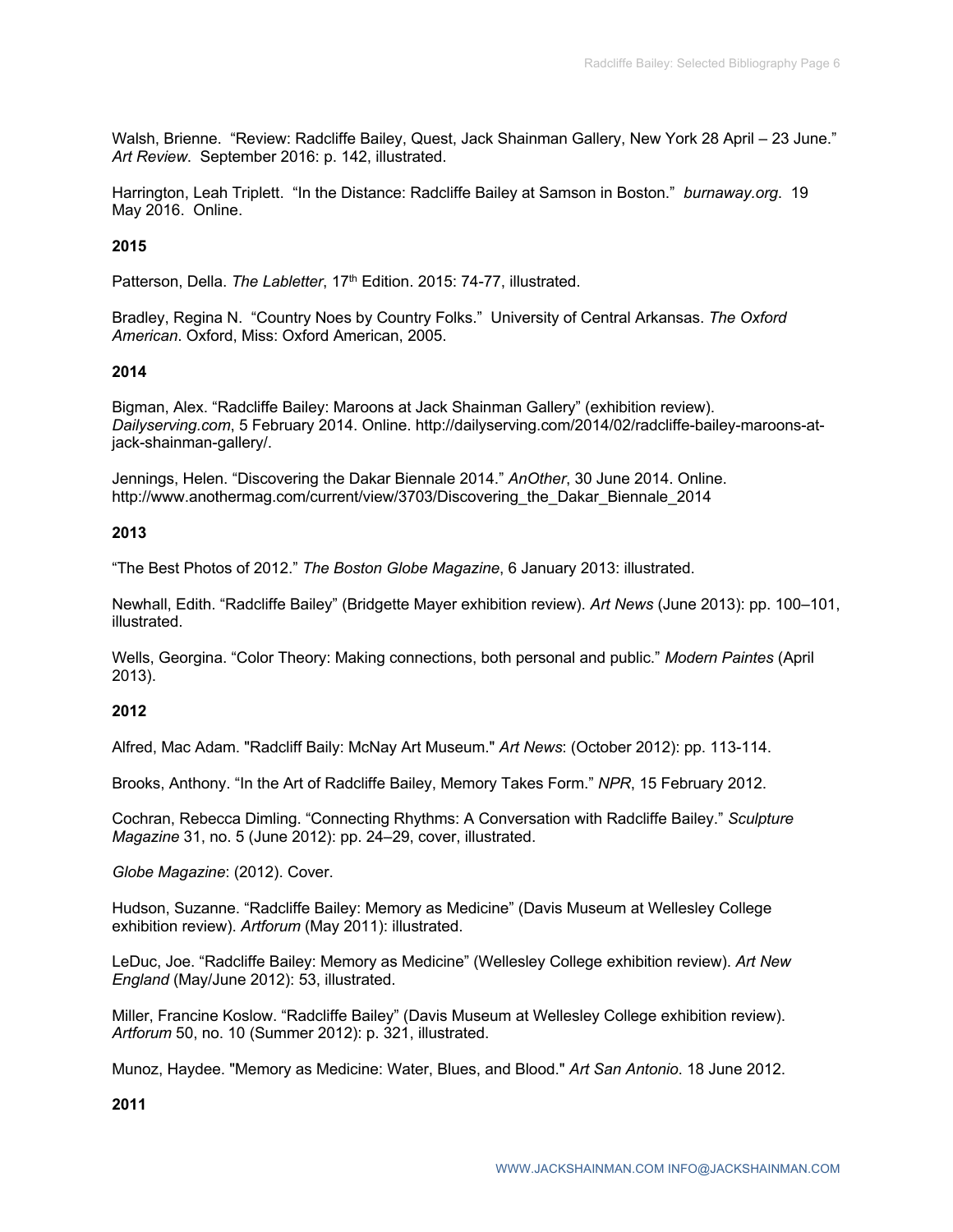Walsh, Brienne. "Review: Radcliffe Bailey, Quest, Jack Shainman Gallery, New York 28 April – 23 June." *Art Review*. September 2016: p. 142, illustrated.

Harrington, Leah Triplett. "In the Distance: Radcliffe Bailey at Samson in Boston." *burnaway.org*. 19 May 2016. Online.

**2015**

Patterson, Della. *The Labletter*, 17th Edition. 2015: 74-77, illustrated.

Bradley, Regina N. "Country Noes by Country Folks." University of Central Arkansas. *The Oxford American*. Oxford, Miss: Oxford American, 2005.

**2014**

Bigman, Alex. "Radcliffe Bailey: Maroons at Jack Shainman Gallery" (exhibition review). *Dailyserving.com*, 5 February 2014. Online. http://dailyserving.com/2014/02/radcliffe-bailey-maroons-at-jack-shainman-gallery/.

Jennings, Helen. "Discovering the Dakar Biennale 2014." *AnOther*, 30 June 2014. Online. http://www.anothermag.com/current/view/3703/Discovering_the_Dakar_Biennale_2014

**2013**

"The Best Photos of 2012." *The Boston Globe Magazine*, 6 January 2013: illustrated.

Newhall, Edith. "Radcliffe Bailey" (Bridgette Mayer exhibition review). *Art News* (June 2013): pp. 100–101, illustrated.

Wells, Georgina. "Color Theory: Making connections, both personal and public." *Modern Paintes* (April 2013).

**2012**

Alfred, Mac Adam. "Radcliff Baily: McNay Art Museum." *Art News*: (October 2012): pp. 113-114.

Brooks, Anthony. "In the Art of Radcliffe Bailey, Memory Takes Form." *NPR*, 15 February 2012.

Cochran, Rebecca Dimling. "Connecting Rhythms: A Conversation with Radcliffe Bailey." *Sculpture Magazine* 31, no. 5 (June 2012): pp. 24–29, cover, illustrated.

*Globe Magazine*: (2012). Cover.

Hudson, Suzanne. "Radcliffe Bailey: Memory as Medicine" (Davis Museum at Wellesley College exhibition review). *Artforum* (May 2011): illustrated.

LeDuc, Joe. "Radcliffe Bailey: Memory as Medicine" (Wellesley College exhibition review). *Art New England* (May/June 2012): 53, illustrated.

Miller, Francine Koslow. "Radcliffe Bailey" (Davis Museum at Wellesley College exhibition review). *Artforum* 50, no. 10 (Summer 2012): p. 321, illustrated.

Munoz, Haydee. "Memory as Medicine: Water, Blues, and Blood." *Art San Antonio*. 18 June 2012.

**2011**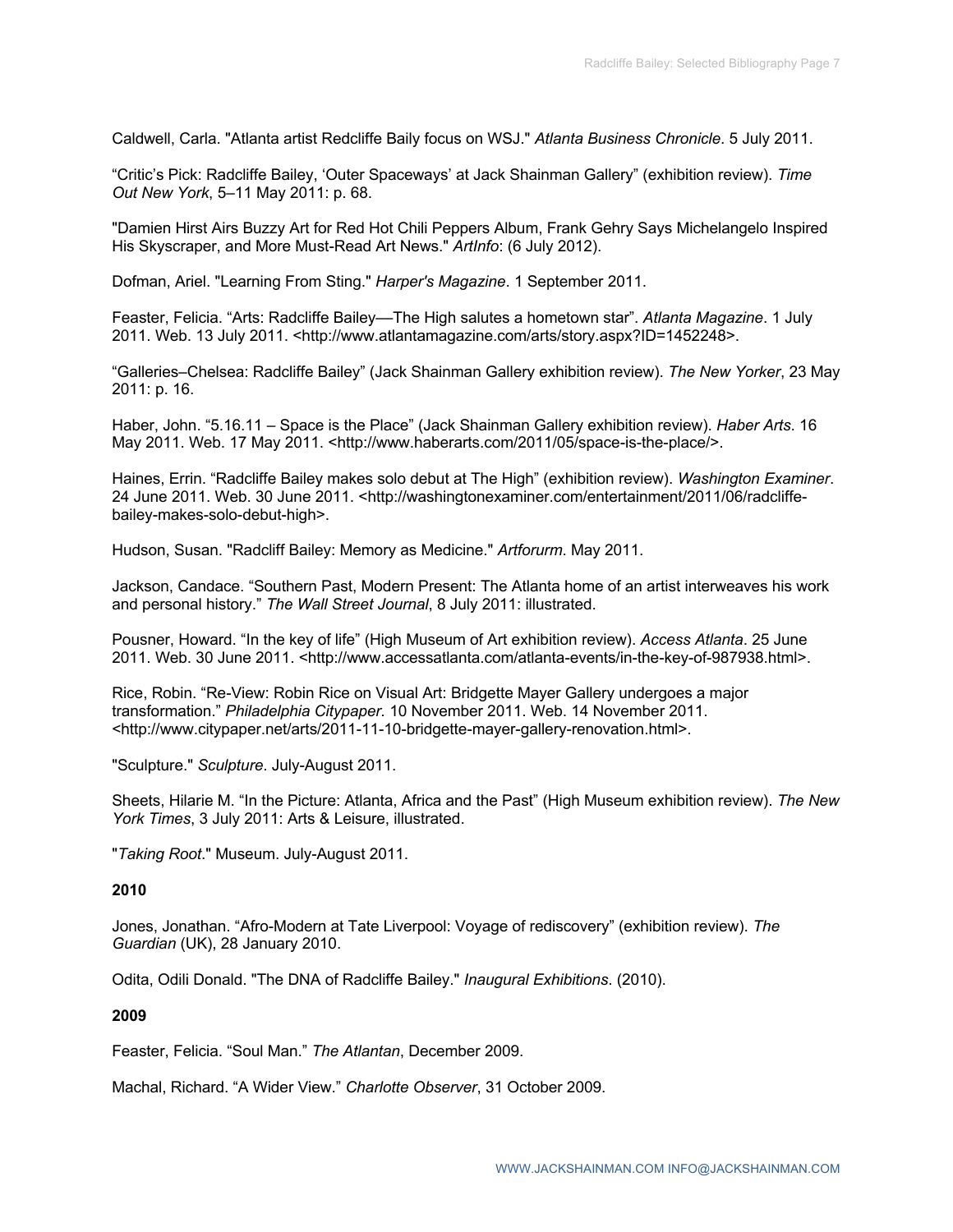Caldwell, Carla. "Atlanta artist Redcliffe Baily focus on WSJ." *Atlanta Business Chronicle*. 5 July 2011.

“Critic’s Pick: Radcliffe Bailey, ‘Outer Spaceways’ at Jack Shainman Gallery” (exhibition review). *Time Out New York*, 5–11 May 2011: p. 68.

"Damien Hirst Airs Buzzy Art for Red Hot Chili Peppers Album, Frank Gehry Says Michelangelo Inspired His Skyscraper, and More Must-Read Art News." *ArtInfo*: (6 July 2012).

Dofman, Ariel. "Learning From Sting." *Harper's Magazine*. 1 September 2011.

Feaster, Felicia. “Arts: Radcliffe Bailey––The High salutes a hometown star”. *Atlanta Magazine*. 1 July 2011. Web. 13 July 2011. <http://www.atlantamagazine.com/arts/story.aspx?ID=1452248>.

“Galleries–Chelsea: Radcliffe Bailey” (Jack Shainman Gallery exhibition review). *The New Yorker*, 23 May 2011: p. 16.

Haber, John. “5.16.11 – Space is the Place” (Jack Shainman Gallery exhibition review). *Haber Arts*. 16 May 2011. Web. 17 May 2011. <http://www.haberarts.com/2011/05/space-is-the-place/>.

Haines, Errin. “Radcliffe Bailey makes solo debut at The High” (exhibition review). *Washington Examiner*. 24 June 2011. Web. 30 June 2011. <http://washingtonexaminer.com/entertainment/2011/06/radcliffe-bailey-makes-solo-debut-high>.

Hudson, Susan. "Radcliff Bailey: Memory as Medicine." *Artforurm*. May 2011.

Jackson, Candace. “Southern Past, Modern Present: The Atlanta home of an artist interweaves his work and personal history.” *The Wall Street Journal*, 8 July 2011: illustrated.

Pousner, Howard. “In the key of life” (High Museum of Art exhibition review). *Access Atlanta*. 25 June 2011. Web. 30 June 2011. <http://www.accessatlanta.com/atlanta-events/in-the-key-of-987938.html>.

Rice, Robin. “Re-View: Robin Rice on Visual Art: Bridgette Mayer Gallery undergoes a major transformation.” *Philadelphia Citypaper*. 10 November 2011. Web. 14 November 2011. <http://www.citypaper.net/arts/2011-11-10-bridgette-mayer-gallery-renovation.html>.

"Sculpture." *Sculpture*. July-August 2011.

Sheets, Hilarie M. “In the Picture: Atlanta, Africa and the Past” (High Museum exhibition review). *The New York Times*, 3 July 2011: Arts & Leisure, illustrated.

"*Taking Root*." Museum. July-August 2011.

**2010**

Jones, Jonathan. “Afro-Modern at Tate Liverpool: Voyage of rediscovery” (exhibition review). *The Guardian* (UK), 28 January 2010.

Odita, Odili Donald. "The DNA of Radcliffe Bailey." *Inaugural Exhibitions*. (2010).

**2009**

Feaster, Felicia. “Soul Man.” *The Atlantan*, December 2009.

Machal, Richard. “A Wider View.” *Charlotte Observer*, 31 October 2009.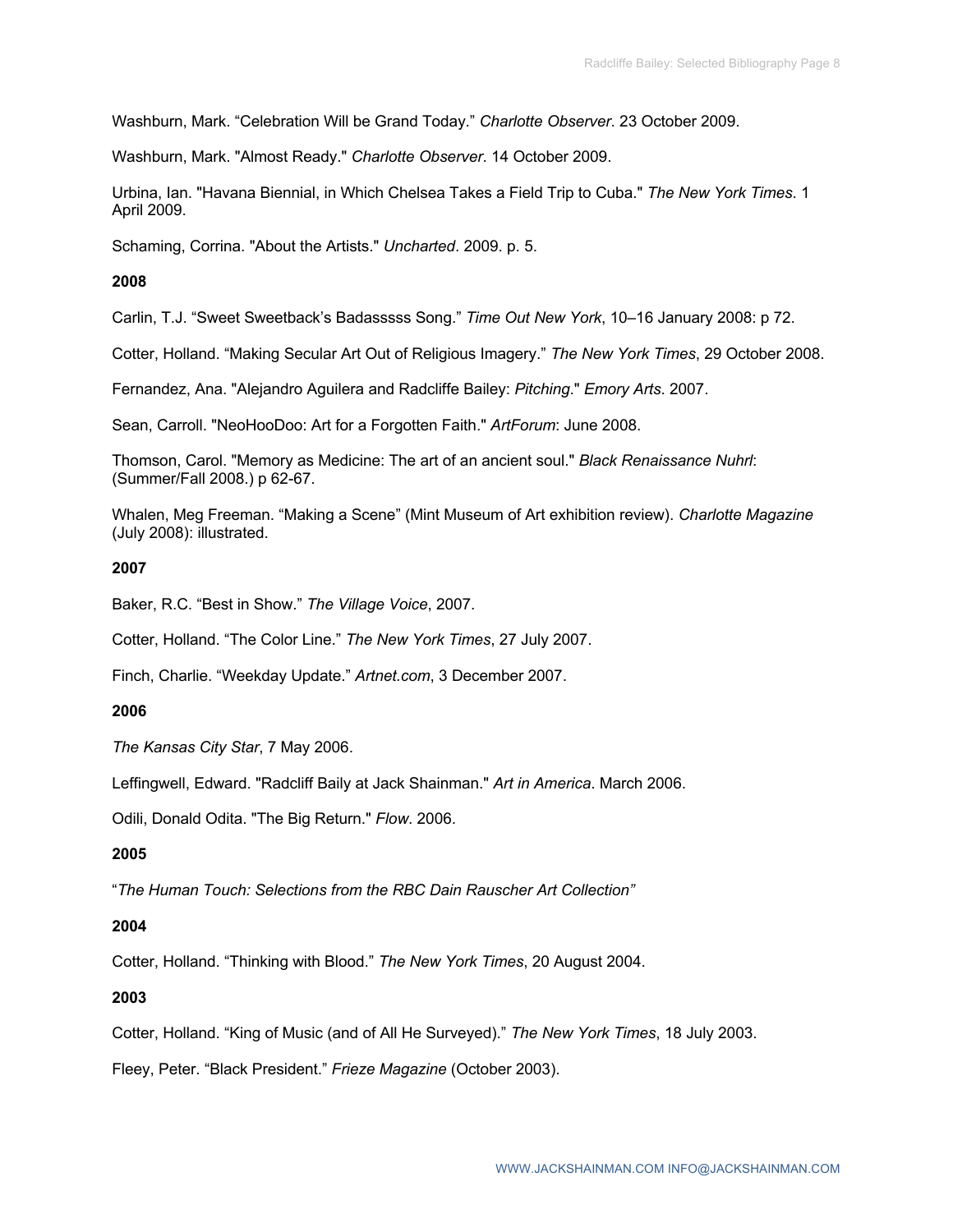Washburn, Mark. "Celebration Will be Grand Today." *Charlotte Observer*. 23 October 2009.

Washburn, Mark. "Almost Ready." *Charlotte Observer*. 14 October 2009.

Urbina, Ian. "Havana Biennial, in Which Chelsea Takes a Field Trip to Cuba." *The New York Times*. 1 April 2009.

Schaming, Corrina. "About the Artists." *Uncharted*. 2009. p. 5.

**2008**

Carlin, T.J. "Sweet Sweetback's Badasssss Song." *Time Out New York*, 10–16 January 2008: p 72.

Cotter, Holland. "Making Secular Art Out of Religious Imagery." *The New York Times*, 29 October 2008.

Fernandez, Ana. "Alejandro Aguilera and Radcliffe Bailey: *Pitching*." *Emory Arts*. 2007.

Sean, Carroll. "NeoHooDoo: Art for a Forgotten Faith." *ArtForum*: June 2008.

Thomson, Carol. "Memory as Medicine: The art of an ancient soul." *Black Renaissance Nuhrl*: (Summer/Fall 2008.) p 62-67.

Whalen, Meg Freeman. "Making a Scene" (Mint Museum of Art exhibition review). *Charlotte Magazine* (July 2008): illustrated.

**2007**

Baker, R.C. "Best in Show." *The Village Voice*, 2007.

Cotter, Holland. "The Color Line." *The New York Times*, 27 July 2007.

Finch, Charlie. "Weekday Update." *Artnet.com*, 3 December 2007.

**2006**

*The Kansas City Star*, 7 May 2006.

Leffingwell, Edward. "Radcliff Baily at Jack Shainman." *Art in America*. March 2006.

Odili, Donald Odita. "The Big Return." *Flow*. 2006.

**2005**

"*The Human Touch: Selections from the RBC Dain Rauscher Art Collection"*

**2004**

Cotter, Holland. "Thinking with Blood." *The New York Times*, 20 August 2004.

**2003**

Cotter, Holland. "King of Music (and of All He Surveyed)." *The New York Times*, 18 July 2003.

Fleey, Peter. "Black President." *Frieze Magazine* (October 2003).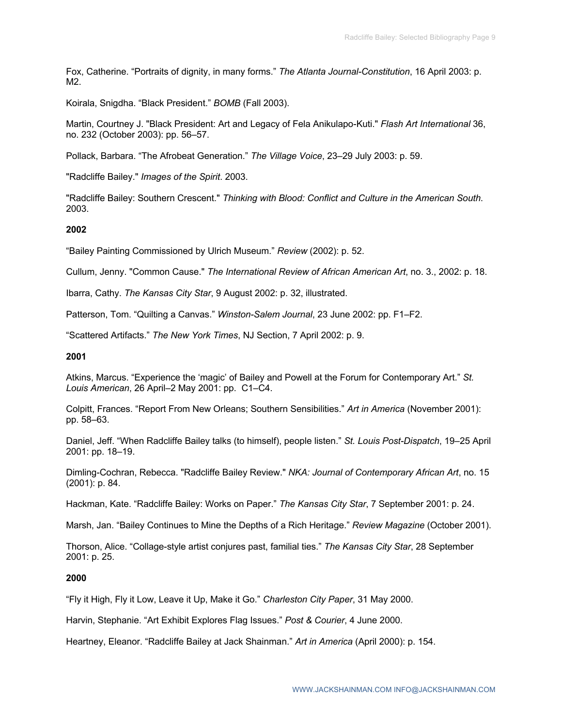Fox, Catherine. “Portraits of dignity, in many forms.” *The Atlanta Journal-Constitution*, 16 April 2003: p. M2.

Koirala, Snigdha. “Black President.” *BOMB* (Fall 2003).

Martin, Courtney J. "Black President: Art and Legacy of Fela Anikulapo-Kuti." *Flash Art International* 36, no. 232 (October 2003): pp. 56–57.

Pollack, Barbara. “The Afrobeat Generation.” *The Village Voice*, 23–29 July 2003: p. 59.

"Radcliffe Bailey." *Images of the Spirit*. 2003.

"Radcliffe Bailey: Southern Crescent." *Thinking with Blood: Conflict and Culture in the American South*. 2003.

**2002**

“Bailey Painting Commissioned by Ulrich Museum.” *Review* (2002): p. 52.

Cullum, Jenny. "Common Cause." *The International Review of African American Art*, no. 3., 2002: p. 18.

Ibarra, Cathy. *The Kansas City Star*, 9 August 2002: p. 32, illustrated.

Patterson, Tom. “Quilting a Canvas.” *Winston-Salem Journal*, 23 June 2002: pp. F1–F2.

“Scattered Artifacts.” *The New York Times*, NJ Section, 7 April 2002: p. 9.

**2001**

Atkins, Marcus. “Experience the ‘magic’ of Bailey and Powell at the Forum for Contemporary Art.” *St. Louis American*, 26 April–2 May 2001: pp. C1–C4.

Colpitt, Frances. “Report From New Orleans; Southern Sensibilities.” *Art in America* (November 2001): pp. 58–63.

Daniel, Jeff. “When Radcliffe Bailey talks (to himself), people listen.” *St. Louis Post-Dispatch*, 19–25 April 2001: pp. 18–19.

Dimling-Cochran, Rebecca. "Radcliffe Bailey Review." *NKA: Journal of Contemporary African Art*, no. 15 (2001): p. 84.

Hackman, Kate. “Radcliffe Bailey: Works on Paper.” *The Kansas City Star*, 7 September 2001: p. 24.

Marsh, Jan. “Bailey Continues to Mine the Depths of a Rich Heritage.” *Review Magazine* (October 2001).

Thorson, Alice. “Collage-style artist conjures past, familial ties.” *The Kansas City Star*, 28 September 2001: p. 25.

**2000**

“Fly it High, Fly it Low, Leave it Up, Make it Go.” *Charleston City Paper*, 31 May 2000.

Harvin, Stephanie. “Art Exhibit Explores Flag Issues.” *Post & Courier*, 4 June 2000.

Heartney, Eleanor. “Radcliffe Bailey at Jack Shainman.” *Art in America* (April 2000): p. 154.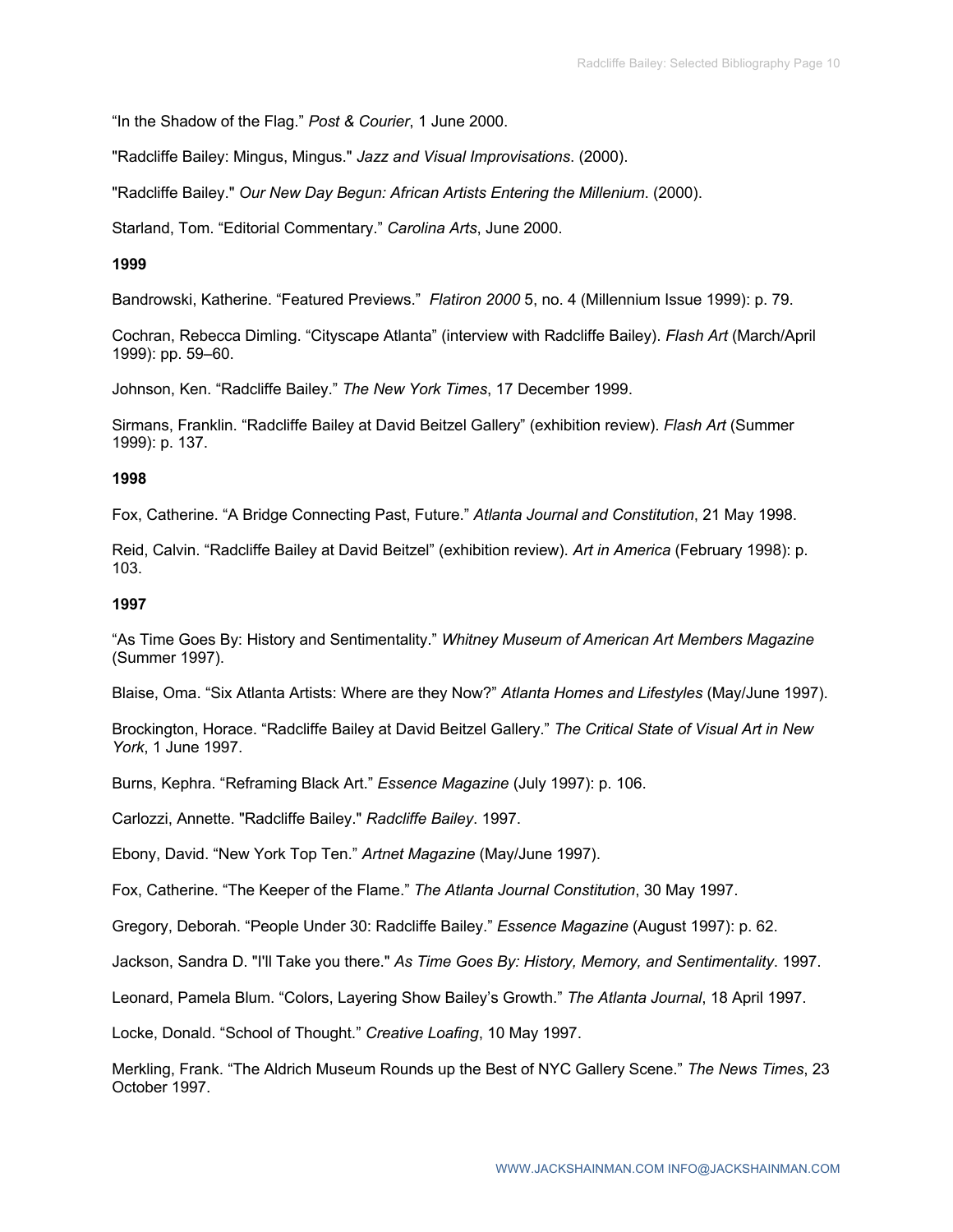“In the Shadow of the Flag.” *Post & Courier*, 1 June 2000.

"Radcliffe Bailey: Mingus, Mingus." *Jazz and Visual Improvisations*. (2000).

"Radcliffe Bailey." *Our New Day Begun: African Artists Entering the Millenium*. (2000).

Starland, Tom. “Editorial Commentary.” *Carolina Arts*, June 2000.

**1999**

Bandrowski, Katherine. “Featured Previews.” *Flatiron 2000* 5, no. 4 (Millennium Issue 1999): p. 79.

Cochran, Rebecca Dimling. “Cityscape Atlanta” (interview with Radcliffe Bailey). *Flash Art* (March/April 1999): pp. 59–60.

Johnson, Ken. “Radcliffe Bailey.” *The New York Times*, 17 December 1999.

Sirmans, Franklin. “Radcliffe Bailey at David Beitzel Gallery” (exhibition review). *Flash Art* (Summer 1999): p. 137.

**1998**

Fox, Catherine. “A Bridge Connecting Past, Future.” *Atlanta Journal and Constitution*, 21 May 1998.

Reid, Calvin. “Radcliffe Bailey at David Beitzel” (exhibition review). *Art in America* (February 1998): p. 103.

**1997**

“As Time Goes By: History and Sentimentality.” *Whitney Museum of American Art Members Magazine* (Summer 1997).

Blaise, Oma. “Six Atlanta Artists: Where are they Now?” *Atlanta Homes and Lifestyles* (May/June 1997).

Brockington, Horace. “Radcliffe Bailey at David Beitzel Gallery.” *The Critical State of Visual Art in New York*, 1 June 1997.

Burns, Kephra. “Reframing Black Art.” *Essence Magazine* (July 1997): p. 106.

Carlozzi, Annette. "Radcliffe Bailey." *Radcliffe Bailey*. 1997.

Ebony, David. “New York Top Ten.” *Artnet Magazine* (May/June 1997).

Fox, Catherine. “The Keeper of the Flame.” *The Atlanta Journal Constitution*, 30 May 1997.

Gregory, Deborah. “People Under 30: Radcliffe Bailey.” *Essence Magazine* (August 1997): p. 62.

Jackson, Sandra D. "I'll Take you there." *As Time Goes By: History, Memory, and Sentimentality*. 1997.

Leonard, Pamela Blum. “Colors, Layering Show Bailey’s Growth.” *The Atlanta Journal*, 18 April 1997.

Locke, Donald. “School of Thought.” *Creative Loafing*, 10 May 1997.

Merkling, Frank. “The Aldrich Museum Rounds up the Best of NYC Gallery Scene.” *The News Times*, 23 October 1997.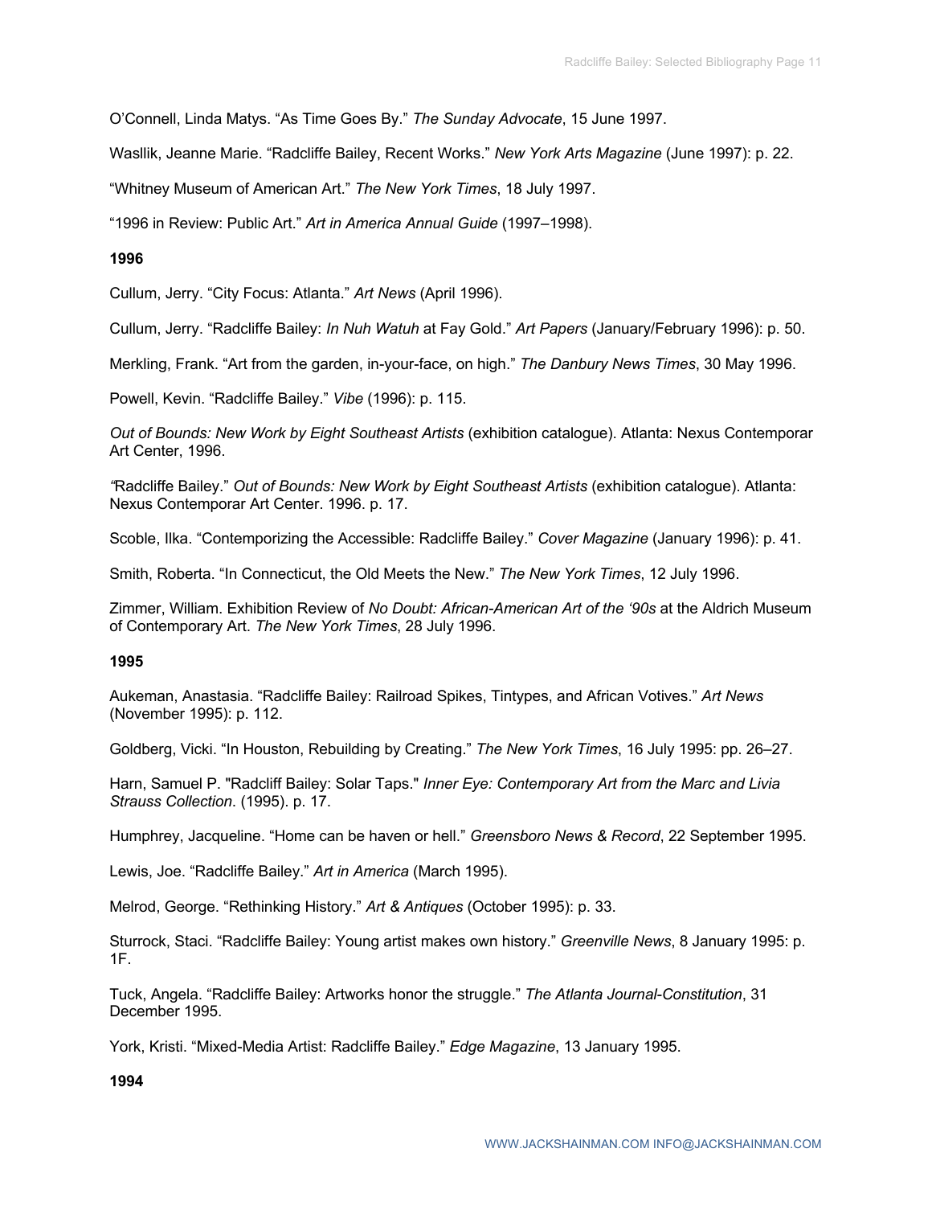O'Connell, Linda Matys. "As Time Goes By." *The Sunday Advocate*, 15 June 1997.

Wasllik, Jeanne Marie. "Radcliffe Bailey, Recent Works." *New York Arts Magazine* (June 1997): p. 22.

"Whitney Museum of American Art." *The New York Times*, 18 July 1997.

"1996 in Review: Public Art." *Art in America Annual Guide* (1997–1998).

**1996**

Cullum, Jerry. "City Focus: Atlanta." *Art News* (April 1996).

Cullum, Jerry. "Radcliffe Bailey: *In Nuh Watuh* at Fay Gold." *Art Papers* (January/February 1996): p. 50.

Merkling, Frank. "Art from the garden, in-your-face, on high." *The Danbury News Times*, 30 May 1996.

Powell, Kevin. "Radcliffe Bailey." *Vibe* (1996): p. 115.

*Out of Bounds: New Work by Eight Southeast Artists* (exhibition catalogue). Atlanta: Nexus Contemporar Art Center, 1996.

*"*Radcliffe Bailey." *Out of Bounds: New Work by Eight Southeast Artists* (exhibition catalogue). Atlanta: Nexus Contemporar Art Center. 1996. p. 17.

Scoble, Ilka. "Contemporizing the Accessible: Radcliffe Bailey." *Cover Magazine* (January 1996): p. 41.

Smith, Roberta. "In Connecticut, the Old Meets the New." *The New York Times*, 12 July 1996.

Zimmer, William. Exhibition Review of *No Doubt: African-American Art of the '90s* at the Aldrich Museum of Contemporary Art. *The New York Times*, 28 July 1996.

**1995**

Aukeman, Anastasia. "Radcliffe Bailey: Railroad Spikes, Tintypes, and African Votives." *Art News* (November 1995): p. 112.

Goldberg, Vicki. "In Houston, Rebuilding by Creating." *The New York Times*, 16 July 1995: pp. 26–27.

Harn, Samuel P. "Radcliff Bailey: Solar Taps." *Inner Eye: Contemporary Art from the Marc and Livia Strauss Collection*. (1995). p. 17.

Humphrey, Jacqueline. "Home can be haven or hell." *Greensboro News & Record*, 22 September 1995.

Lewis, Joe. "Radcliffe Bailey." *Art in America* (March 1995).

Melrod, George. "Rethinking History." *Art & Antiques* (October 1995): p. 33.

Sturrock, Staci. "Radcliffe Bailey: Young artist makes own history." *Greenville News*, 8 January 1995: p. 1F.

Tuck, Angela. "Radcliffe Bailey: Artworks honor the struggle." *The Atlanta Journal-Constitution*, 31 December 1995.

York, Kristi. "Mixed-Media Artist: Radcliffe Bailey." *Edge Magazine*, 13 January 1995.

**1994**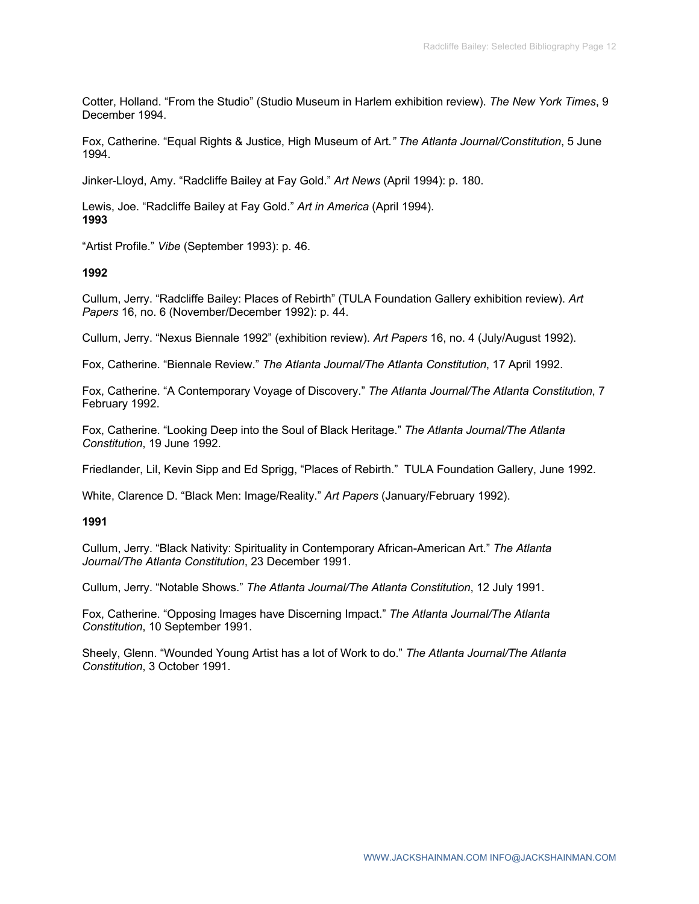Cotter, Holland. “From the Studio” (Studio Museum in Harlem exhibition review). *The New York Times*, 9 December 1994.

Fox, Catherine. “Equal Rights & Justice, High Museum of Art*.” The Atlanta Journal/Constitution*, 5 June 1994.

Jinker-Lloyd, Amy. “Radcliffe Bailey at Fay Gold.” *Art News* (April 1994): p. 180.

Lewis, Joe. “Radcliffe Bailey at Fay Gold.” *Art in America* (April 1994).

**1993**

“Artist Profile.” *Vibe* (September 1993): p. 46.

**1992**

Cullum, Jerry. “Radcliffe Bailey: Places of Rebirth” (TULA Foundation Gallery exhibition review). *Art Papers* 16, no. 6 (November/December 1992): p. 44.

Cullum, Jerry. “Nexus Biennale 1992” (exhibition review). *Art Papers* 16, no. 4 (July/August 1992).

Fox, Catherine. “Biennale Review.” *The Atlanta Journal/The Atlanta Constitution*, 17 April 1992.

Fox, Catherine. “A Contemporary Voyage of Discovery.” *The Atlanta Journal/The Atlanta Constitution*, 7 February 1992.

Fox, Catherine. “Looking Deep into the Soul of Black Heritage.” *The Atlanta Journal/The Atlanta Constitution*, 19 June 1992.

Friedlander, Lil, Kevin Sipp and Ed Sprigg, “Places of Rebirth.” TULA Foundation Gallery, June 1992.

White, Clarence D. “Black Men: Image/Reality.” *Art Papers* (January/February 1992).

**1991**

Cullum, Jerry. “Black Nativity: Spirituality in Contemporary African-American Art.” *The Atlanta Journal/The Atlanta Constitution*, 23 December 1991.

Cullum, Jerry. “Notable Shows.” *The Atlanta Journal/The Atlanta Constitution*, 12 July 1991.

Fox, Catherine. “Opposing Images have Discerning Impact.” *The Atlanta Journal/The Atlanta Constitution*, 10 September 1991.

Sheely, Glenn. “Wounded Young Artist has a lot of Work to do.” *The Atlanta Journal/The Atlanta Constitution*, 3 October 1991.